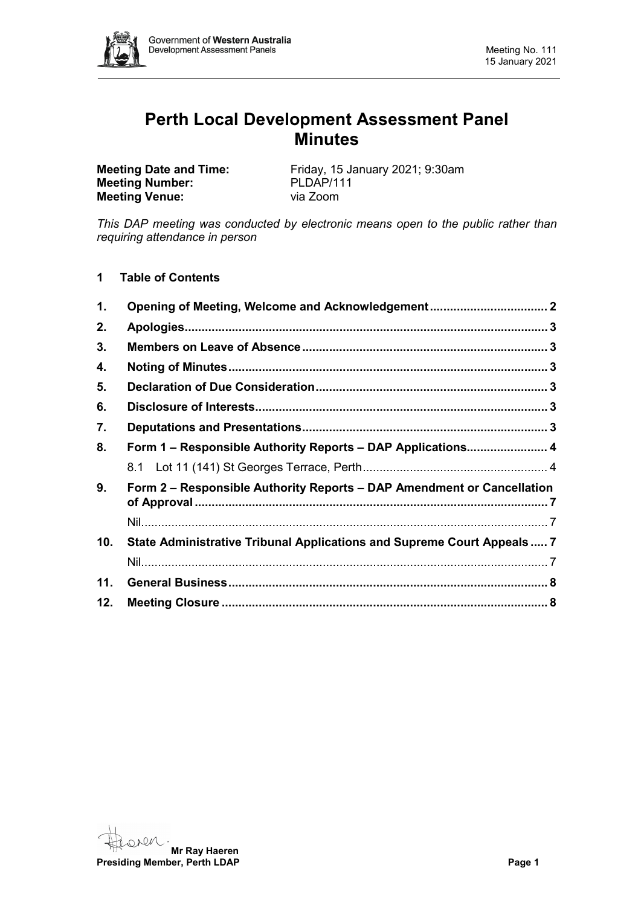# Perth Local Development Assessment Panel Minutes

**Meeting Date and Time:** Friday, 15 January 2021; 9:30am
**Meeting Number:** PLDAP/111
**Meeting Venue:** via Zoom

*This DAP meeting was conducted by electronic means open to the public rather than requiring attendance in person*

## 1 Table of Contents

| | | |
|---|---|---|
| **1.** | **Opening of Meeting, Welcome and Acknowledgement** | **2** |
| **2.** | **Apologies** | **3** |
| **3.** | **Members on Leave of Absence** | **3** |
| **4.** | **Noting of Minutes** | **3** |
| **5.** | **Declaration of Due Consideration** | **3** |
| **6.** | **Disclosure of Interests** | **3** |
| **7.** | **Deputations and Presentations** | **3** |
| **8.** | **Form 1 – Responsible Authority Reports – DAP Applications** | **4** |
| | 8.1 Lot 11 (141) St Georges Terrace, Perth | 4 |
| **9.** | **Form 2 – Responsible Authority Reports – DAP Amendment or Cancellation of Approval** | **7** |
| | Nil | 7 |
| **10.** | **State Administrative Tribunal Applications and Supreme Court Appeals** | **7** |
| | Nil | 7 |
| **11.** | **General Business** | **8** |
| **12.** | **Meeting Closure** | **8** |

**Mr Ray Haeren**
**Presiding Member, Perth LDAP**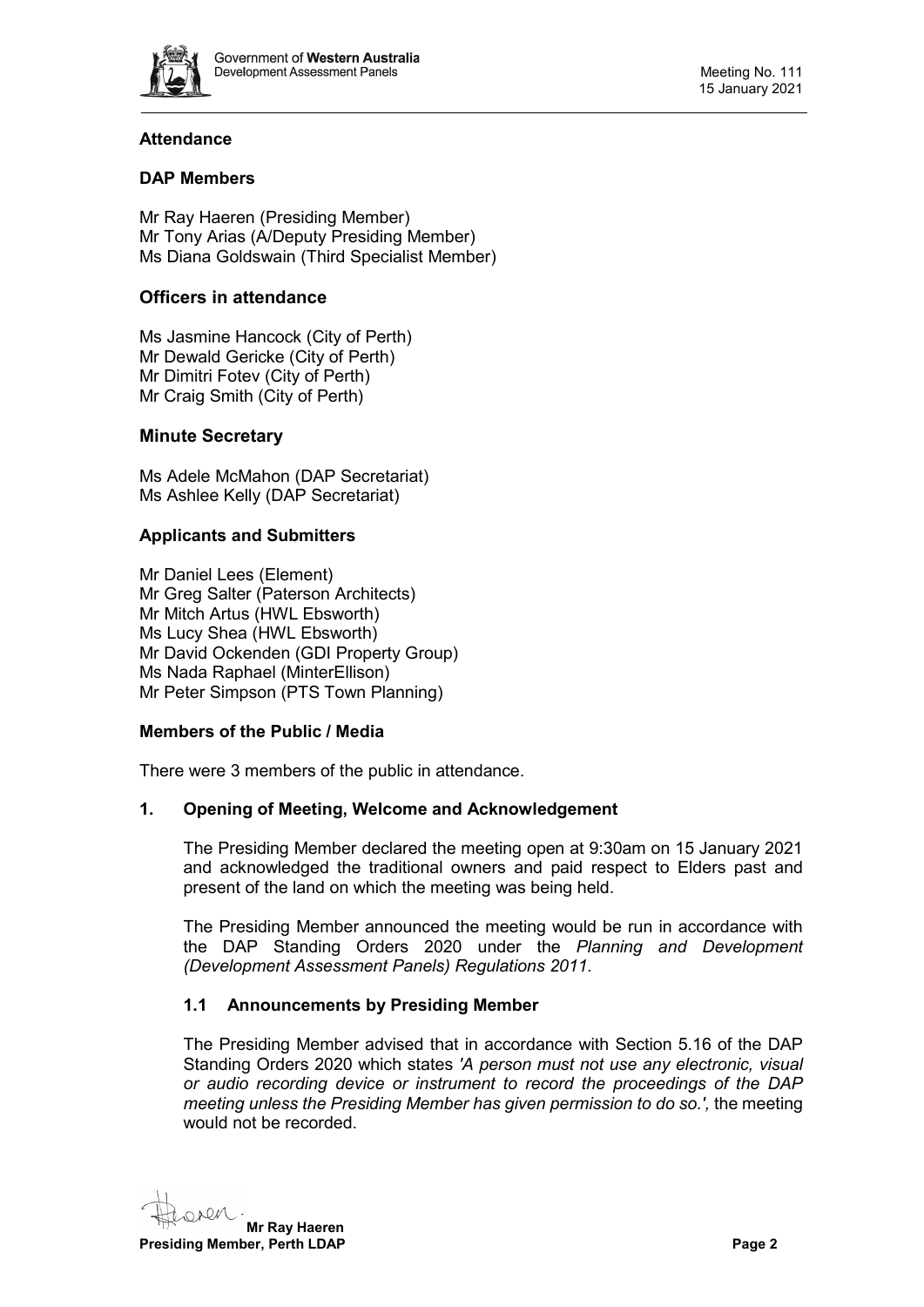## Attendance

### DAP Members

Mr Ray Haeren (Presiding Member)
Mr Tony Arias (A/Deputy Presiding Member)
Ms Diana Goldswain (Third Specialist Member)

### Officers in attendance

Ms Jasmine Hancock (City of Perth)
Mr Dewald Gericke (City of Perth)
Mr Dimitri Fotev (City of Perth)
Mr Craig Smith (City of Perth)

### Minute Secretary

Ms Adele McMahon (DAP Secretariat)
Ms Ashlee Kelly (DAP Secretariat)

### Applicants and Submitters

Mr Daniel Lees (Element)
Mr Greg Salter (Paterson Architects)
Mr Mitch Artus (HWL Ebsworth)
Ms Lucy Shea (HWL Ebsworth)
Mr David Ockenden (GDI Property Group)
Ms Nada Raphael (MinterEllison)
Mr Peter Simpson (PTS Town Planning)

### Members of the Public / Media

There were 3 members of the public in attendance.

## 1. Opening of Meeting, Welcome and Acknowledgement

The Presiding Member declared the meeting open at 9:30am on 15 January 2021 and acknowledged the traditional owners and paid respect to Elders past and present of the land on which the meeting was being held.

The Presiding Member announced the meeting would be run in accordance with the DAP Standing Orders 2020 under the *Planning and Development (Development Assessment Panels) Regulations 2011.*

### 1.1 Announcements by Presiding Member

The Presiding Member advised that in accordance with Section 5.16 of the DAP Standing Orders 2020 which states *'A person must not use any electronic, visual or audio recording device or instrument to record the proceedings of the DAP meeting unless the Presiding Member has given permission to do so.',* the meeting would not be recorded.

**Mr Ray Haeren**
**Presiding Member, Perth LDAP**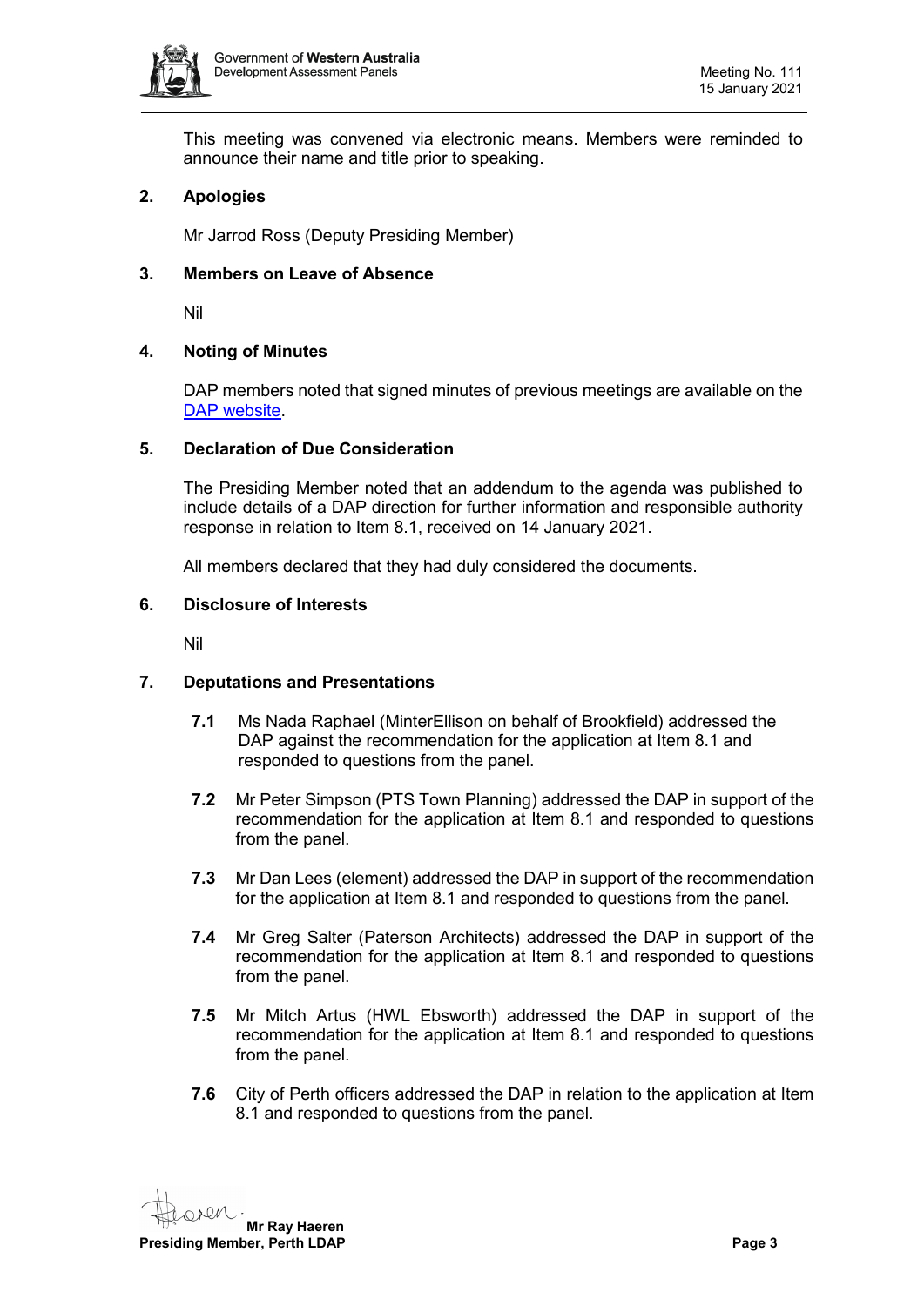This meeting was convened via electronic means. Members were reminded to announce their name and title prior to speaking.

## 2. Apologies

Mr Jarrod Ross (Deputy Presiding Member)

## 3. Members on Leave of Absence

Nil

## 4. Noting of Minutes

DAP members noted that signed minutes of previous meetings are available on the DAP website.

## 5. Declaration of Due Consideration

The Presiding Member noted that an addendum to the agenda was published to include details of a DAP direction for further information and responsible authority response in relation to Item 8.1, received on 14 January 2021.

All members declared that they had duly considered the documents.

## 6. Disclosure of Interests

Nil

## 7. Deputations and Presentations

**7.1** Ms Nada Raphael (MinterEllison on behalf of Brookfield) addressed the DAP against the recommendation for the application at Item 8.1 and responded to questions from the panel.

**7.2** Mr Peter Simpson (PTS Town Planning) addressed the DAP in support of the recommendation for the application at Item 8.1 and responded to questions from the panel.

**7.3** Mr Dan Lees (element) addressed the DAP in support of the recommendation for the application at Item 8.1 and responded to questions from the panel.

**7.4** Mr Greg Salter (Paterson Architects) addressed the DAP in support of the recommendation for the application at Item 8.1 and responded to questions from the panel.

**7.5** Mr Mitch Artus (HWL Ebsworth) addressed the DAP in support of the recommendation for the application at Item 8.1 and responded to questions from the panel.

**7.6** City of Perth officers addressed the DAP in relation to the application at Item 8.1 and responded to questions from the panel.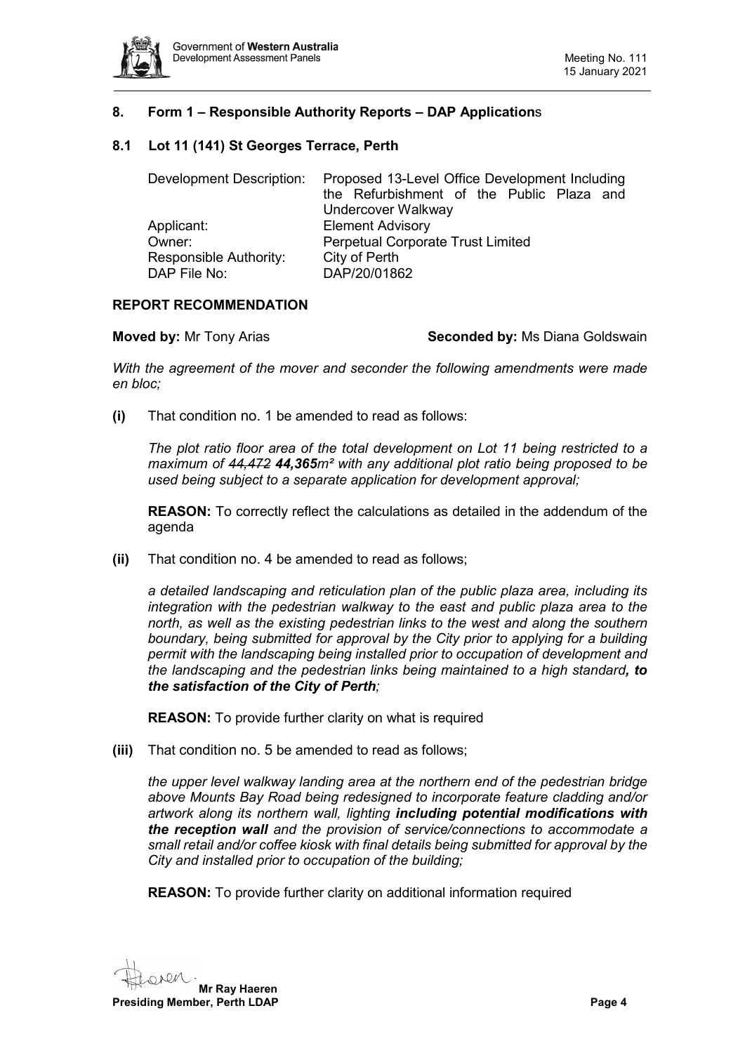## 8. Form 1 – Responsible Authority Reports – DAP Applications

### 8.1 Lot 11 (141) St Georges Terrace, Perth

| | |
|---|---|
| Development Description: | Proposed 13-Level Office Development Including the Refurbishment of the Public Plaza and Undercover Walkway |
| Applicant: | Element Advisory |
| Owner: | Perpetual Corporate Trust Limited |
| Responsible Authority: | City of Perth |
| DAP File No: | DAP/20/01862 |

**REPORT RECOMMENDATION**

**Moved by:** Mr Tony Arias **Seconded by:** Ms Diana Goldswain

*With the agreement of the mover and seconder the following amendments were made en bloc;*

**(i)** That condition no. 1 be amended to read as follows:

*The plot ratio floor area of the total development on Lot 11 being restricted to a maximum of ~~44,472~~ **44,365**m² with any additional plot ratio being proposed to be used being subject to a separate application for development approval;*

**REASON:** To correctly reflect the calculations as detailed in the addendum of the agenda

**(ii)** That condition no. 4 be amended to read as follows;

*a detailed landscaping and reticulation plan of the public plaza area, including its integration with the pedestrian walkway to the east and public plaza area to the north, as well as the existing pedestrian links to the west and along the southern boundary, being submitted for approval by the City prior to applying for a building permit with the landscaping being installed prior to occupation of development and the landscaping and the pedestrian links being maintained to a high standard**, to the satisfaction of the City of Perth**;*

**REASON:** To provide further clarity on what is required

**(iii)** That condition no. 5 be amended to read as follows;

*the upper level walkway landing area at the northern end of the pedestrian bridge above Mounts Bay Road being redesigned to incorporate feature cladding and/or artwork along its northern wall, lighting **including potential modifications with the reception wall** and the provision of service/connections to accommodate a small retail and/or coffee kiosk with final details being submitted for approval by the City and installed prior to occupation of the building;*

**REASON:** To provide further clarity on additional information required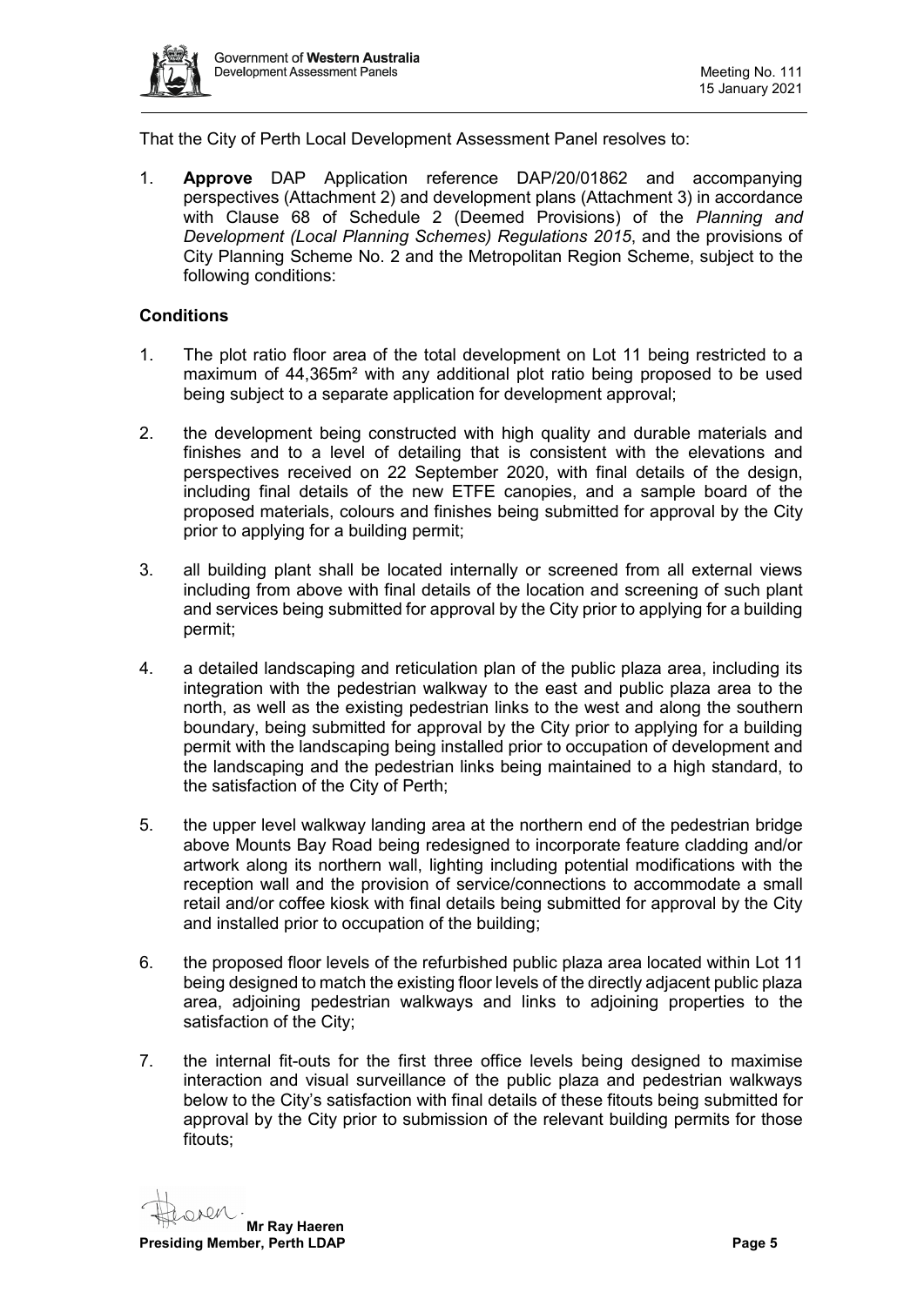That the City of Perth Local Development Assessment Panel resolves to:

1. **Approve** DAP Application reference DAP/20/01862 and accompanying perspectives (Attachment 2) and development plans (Attachment 3) in accordance with Clause 68 of Schedule 2 (Deemed Provisions) of the *Planning and Development (Local Planning Schemes) Regulations 2015*, and the provisions of City Planning Scheme No. 2 and the Metropolitan Region Scheme, subject to the following conditions:

**Conditions**

1. The plot ratio floor area of the total development on Lot 11 being restricted to a maximum of 44,365m² with any additional plot ratio being proposed to be used being subject to a separate application for development approval;

2. the development being constructed with high quality and durable materials and finishes and to a level of detailing that is consistent with the elevations and perspectives received on 22 September 2020, with final details of the design, including final details of the new ETFE canopies, and a sample board of the proposed materials, colours and finishes being submitted for approval by the City prior to applying for a building permit;

3. all building plant shall be located internally or screened from all external views including from above with final details of the location and screening of such plant and services being submitted for approval by the City prior to applying for a building permit;

4. a detailed landscaping and reticulation plan of the public plaza area, including its integration with the pedestrian walkway to the east and public plaza area to the north, as well as the existing pedestrian links to the west and along the southern boundary, being submitted for approval by the City prior to applying for a building permit with the landscaping being installed prior to occupation of development and the landscaping and the pedestrian links being maintained to a high standard, to the satisfaction of the City of Perth;

5. the upper level walkway landing area at the northern end of the pedestrian bridge above Mounts Bay Road being redesigned to incorporate feature cladding and/or artwork along its northern wall, lighting including potential modifications with the reception wall and the provision of service/connections to accommodate a small retail and/or coffee kiosk with final details being submitted for approval by the City and installed prior to occupation of the building;

6. the proposed floor levels of the refurbished public plaza area located within Lot 11 being designed to match the existing floor levels of the directly adjacent public plaza area, adjoining pedestrian walkways and links to adjoining properties to the satisfaction of the City;

7. the internal fit-outs for the first three office levels being designed to maximise interaction and visual surveillance of the public plaza and pedestrian walkways below to the City's satisfaction with final details of these fitouts being submitted for approval by the City prior to submission of the relevant building permits for those fitouts;

**Mr Ray Haeren**
**Presiding Member, Perth LDAP**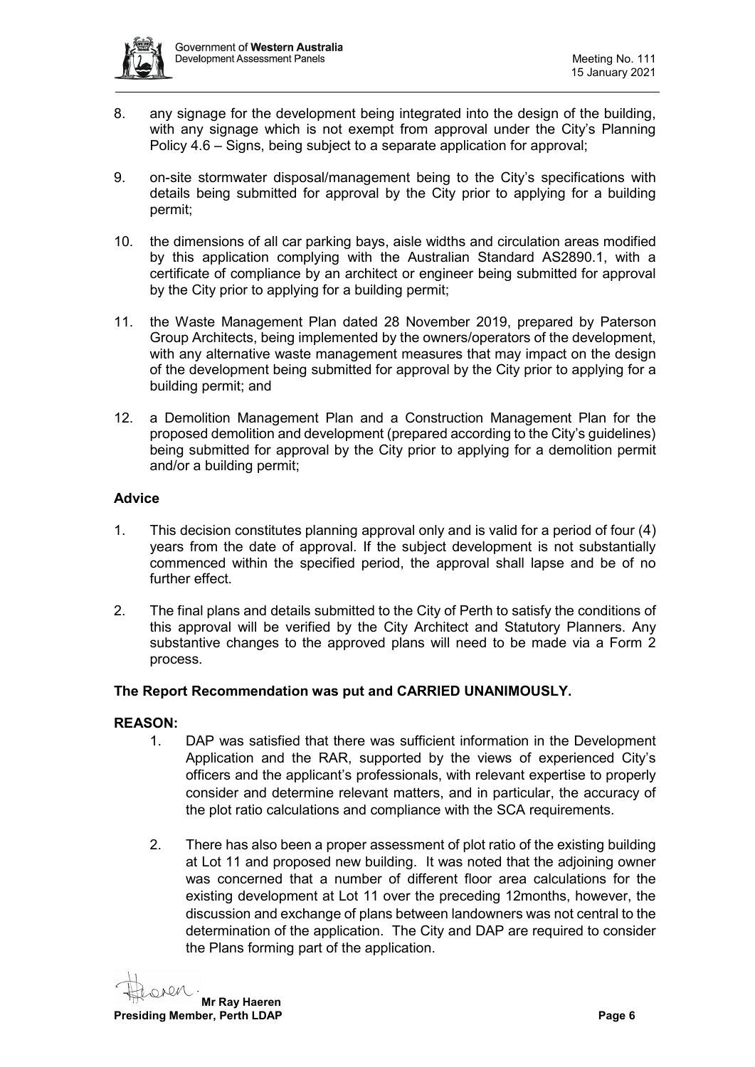8. any signage for the development being integrated into the design of the building, with any signage which is not exempt from approval under the City's Planning Policy 4.6 – Signs, being subject to a separate application for approval;

9. on-site stormwater disposal/management being to the City's specifications with details being submitted for approval by the City prior to applying for a building permit;

10. the dimensions of all car parking bays, aisle widths and circulation areas modified by this application complying with the Australian Standard AS2890.1, with a certificate of compliance by an architect or engineer being submitted for approval by the City prior to applying for a building permit;

11. the Waste Management Plan dated 28 November 2019, prepared by Paterson Group Architects, being implemented by the owners/operators of the development, with any alternative waste management measures that may impact on the design of the development being submitted for approval by the City prior to applying for a building permit; and

12. a Demolition Management Plan and a Construction Management Plan for the proposed demolition and development (prepared according to the City's guidelines) being submitted for approval by the City prior to applying for a demolition permit and/or a building permit;

**Advice**

1. This decision constitutes planning approval only and is valid for a period of four (4) years from the date of approval. If the subject development is not substantially commenced within the specified period, the approval shall lapse and be of no further effect.

2. The final plans and details submitted to the City of Perth to satisfy the conditions of this approval will be verified by the City Architect and Statutory Planners. Any substantive changes to the approved plans will need to be made via a Form 2 process.

**The Report Recommendation was put and CARRIED UNANIMOUSLY.**

**REASON:**

1. DAP was satisfied that there was sufficient information in the Development Application and the RAR, supported by the views of experienced City's officers and the applicant's professionals, with relevant expertise to properly consider and determine relevant matters, and in particular, the accuracy of the plot ratio calculations and compliance with the SCA requirements.

2. There has also been a proper assessment of plot ratio of the existing building at Lot 11 and proposed new building. It was noted that the adjoining owner was concerned that a number of different floor area calculations for the existing development at Lot 11 over the preceding 12months, however, the discussion and exchange of plans between landowners was not central to the determination of the application. The City and DAP are required to consider the Plans forming part of the application.

**Mr Ray Haeren**
**Presiding Member, Perth LDAP**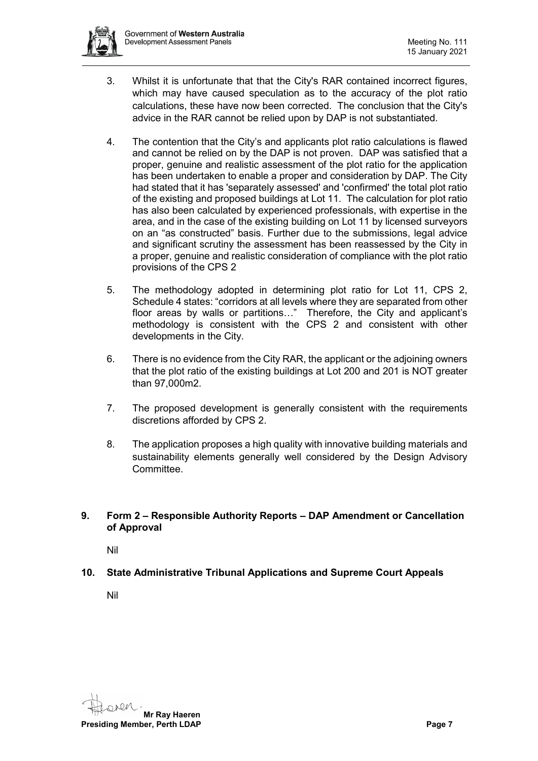3. Whilst it is unfortunate that that the City's RAR contained incorrect figures, which may have caused speculation as to the accuracy of the plot ratio calculations, these have now been corrected. The conclusion that the City's advice in the RAR cannot be relied upon by DAP is not substantiated.

4. The contention that the City's and applicants plot ratio calculations is flawed and cannot be relied on by the DAP is not proven. DAP was satisfied that a proper, genuine and realistic assessment of the plot ratio for the application has been undertaken to enable a proper and consideration by DAP. The City had stated that it has 'separately assessed' and 'confirmed' the total plot ratio of the existing and proposed buildings at Lot 11. The calculation for plot ratio has also been calculated by experienced professionals, with expertise in the area, and in the case of the existing building on Lot 11 by licensed surveyors on an "as constructed" basis. Further due to the submissions, legal advice and significant scrutiny the assessment has been reassessed by the City in a proper, genuine and realistic consideration of compliance with the plot ratio provisions of the CPS 2

5. The methodology adopted in determining plot ratio for Lot 11, CPS 2, Schedule 4 states: "corridors at all levels where they are separated from other floor areas by walls or partitions…" Therefore, the City and applicant's methodology is consistent with the CPS 2 and consistent with other developments in the City.

6. There is no evidence from the City RAR, the applicant or the adjoining owners that the plot ratio of the existing buildings at Lot 200 and 201 is NOT greater than 97,000m2.

7. The proposed development is generally consistent with the requirements discretions afforded by CPS 2.

8. The application proposes a high quality with innovative building materials and sustainability elements generally well considered by the Design Advisory Committee.

## 9. Form 2 – Responsible Authority Reports – DAP Amendment or Cancellation of Approval

Nil

## 10. State Administrative Tribunal Applications and Supreme Court Appeals

Nil

**Mr Ray Haeren**
**Presiding Member, Perth LDAP**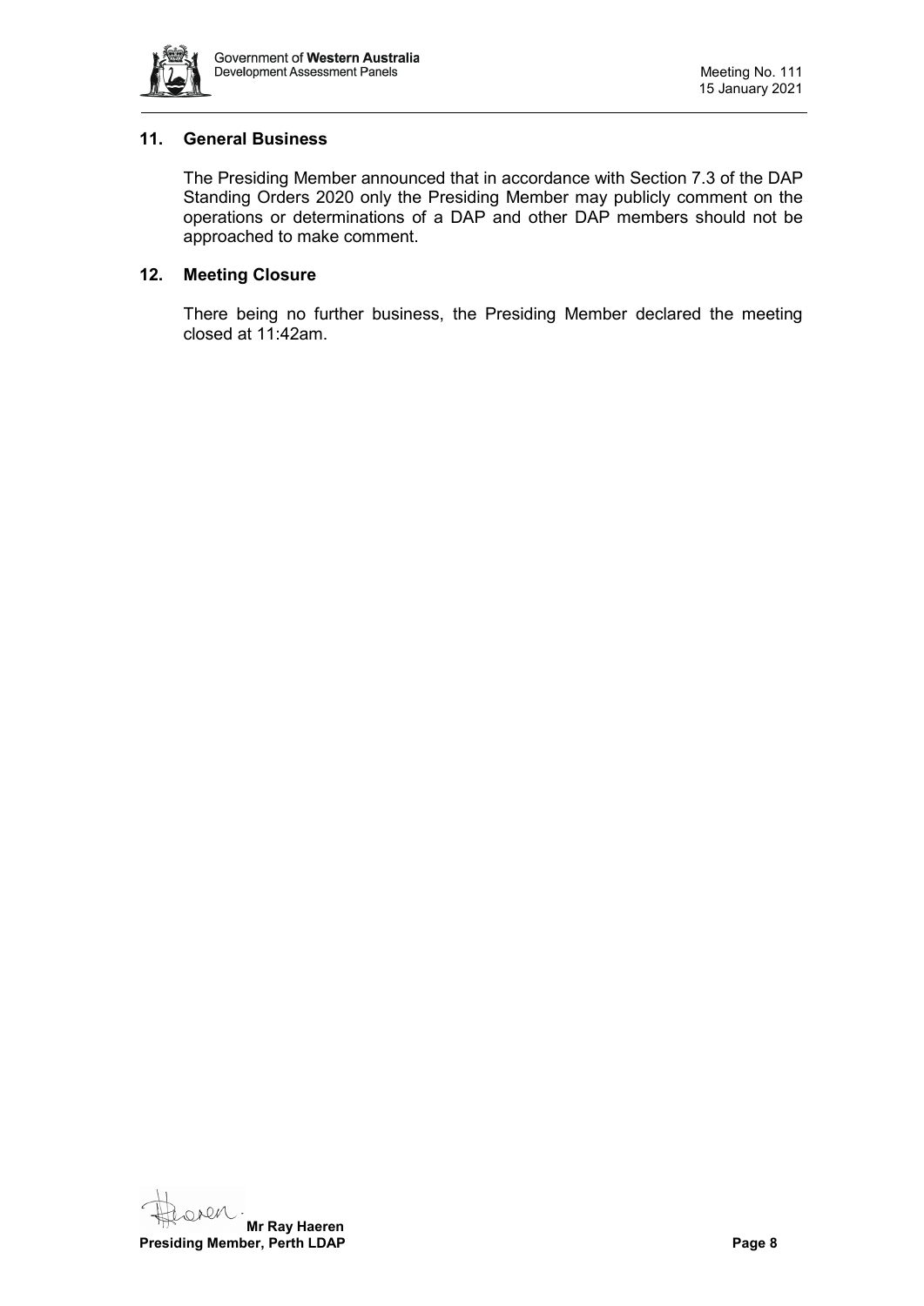## 11. General Business

The Presiding Member announced that in accordance with Section 7.3 of the DAP Standing Orders 2020 only the Presiding Member may publicly comment on the operations or determinations of a DAP and other DAP members should not be approached to make comment.

## 12. Meeting Closure

There being no further business, the Presiding Member declared the meeting closed at 11:42am.

**Mr Ray Haeren**
**Presiding Member, Perth LDAP**